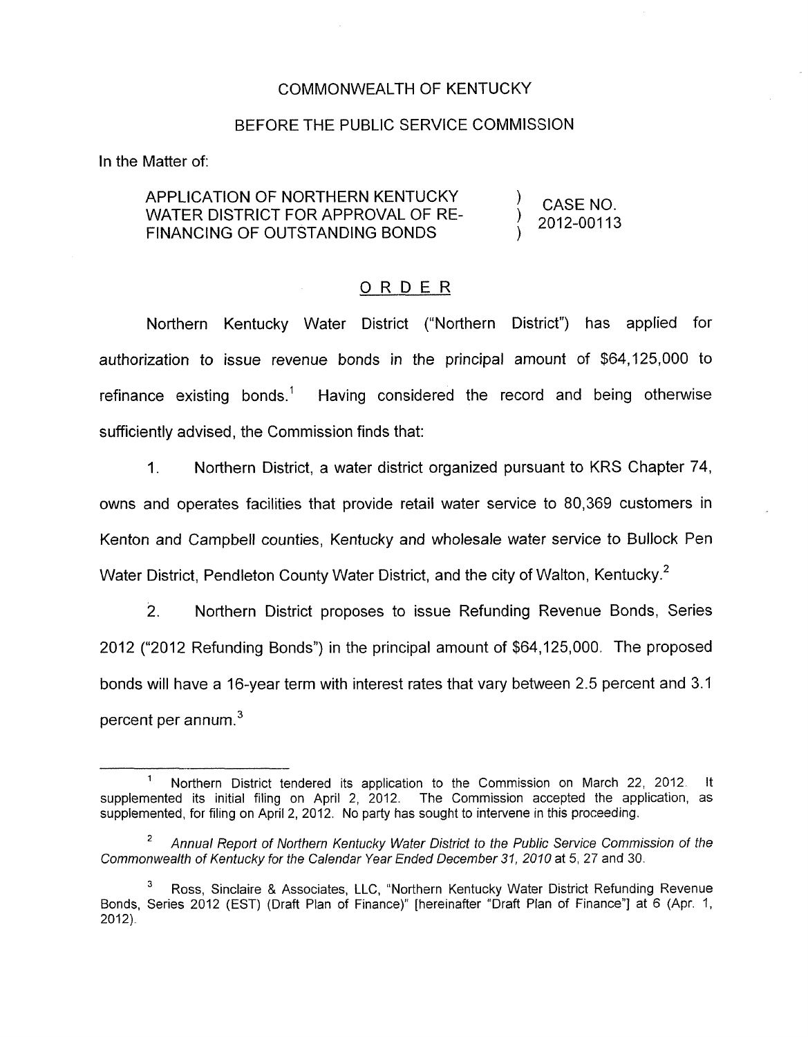COMMONWEALTH OF KENTUCKY

BEFORE THE PUBLIC SERVICE COMMISSION

In the Matter of:

| | | |
|---|---|---|
| APPLICATION OF NORTHERN KENTUCKY WATER DISTRICT FOR APPROVAL OF RE-FINANCING OF OUTSTANDING BONDS | ) ) ) | CASE NO. 2012-00113 |

## ORDER

Northern Kentucky Water District ("Northern District") has applied for authorization to issue revenue bonds in the principal amount of $64,125,000 to refinance existing bonds.[1] Having considered the record and being otherwise sufficiently advised, the Commission finds that:

1. Northern District, a water district organized pursuant to KRS Chapter 74, owns and operates facilities that provide retail water service to 80,369 customers in Kenton and Campbell counties, Kentucky and wholesale water service to Bullock Pen Water District, Pendleton County Water District, and the city of Walton, Kentucky.[2]

2. Northern District proposes to issue Refunding Revenue Bonds, Series 2012 ("2012 Refunding Bonds") in the principal amount of $64,125,000. The proposed bonds will have a 16-year term with interest rates that vary between 2.5 percent and 3.1 percent per annum.[3]

---

[1] Northern District tendered its application to the Commission on March 22, 2012. It supplemented its initial filing on April 2, 2012. The Commission accepted the application, as supplemented, for filing on April 2, 2012. No party has sought to intervene in this proceeding.

[2] *Annual Report of Northern Kentucky Water District to the Public Service Commission of the Commonwealth of Kentucky for the Calendar Year Ended December 31, 2010* at 5, 27 and 30.

[3] Ross, Sinclaire & Associates, LLC, "Northern Kentucky Water District Refunding Revenue Bonds, Series 2012 (EST) (Draft Plan of Finance)" [hereinafter "Draft Plan of Finance"] at 6 (Apr. 1, 2012).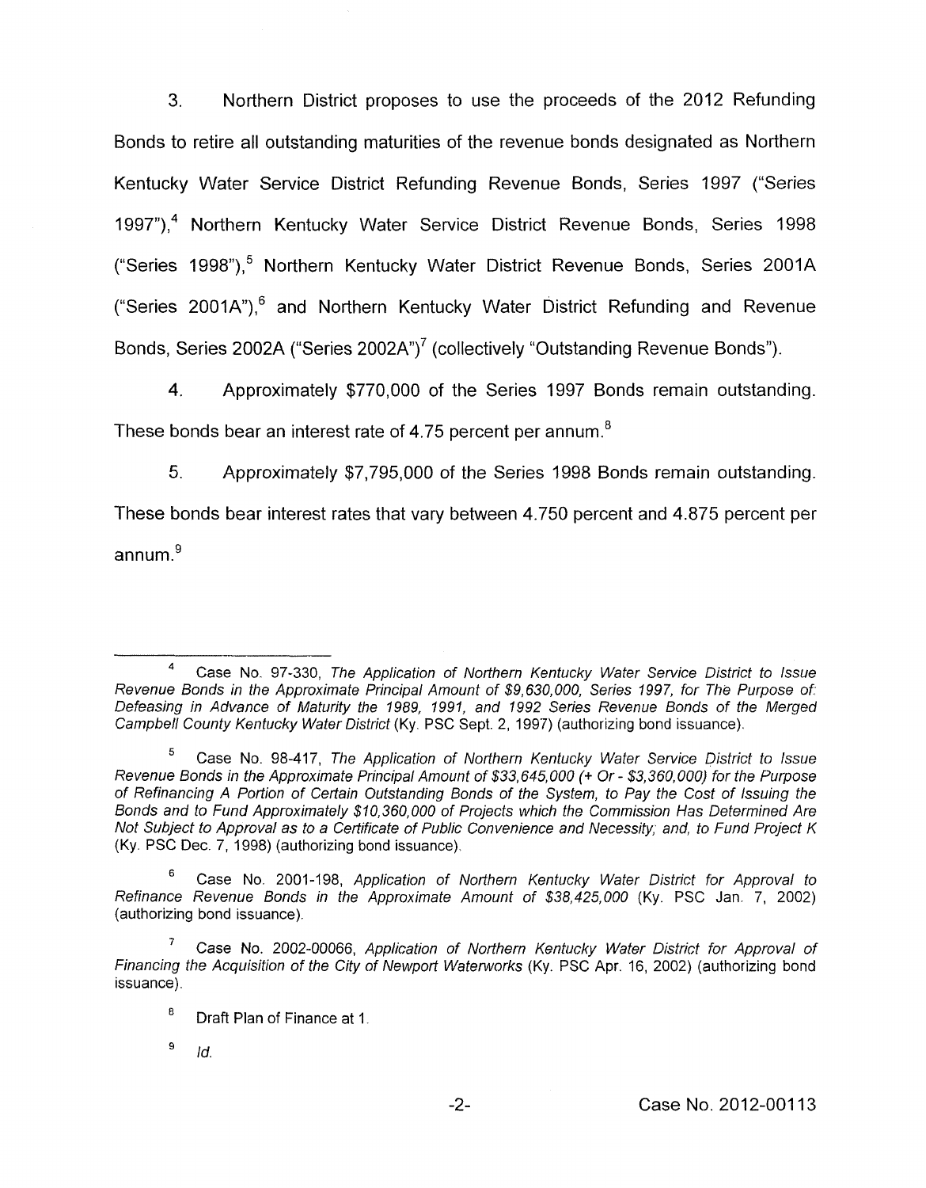3. Northern District proposes to use the proceeds of the 2012 Refunding Bonds to retire all outstanding maturities of the revenue bonds designated as Northern Kentucky Water Service District Refunding Revenue Bonds, Series 1997 ("Series 1997"),[4] Northern Kentucky Water Service District Revenue Bonds, Series 1998 ("Series 1998"),[5] Northern Kentucky Water District Revenue Bonds, Series 2001A ("Series 2001A"),[6] and Northern Kentucky Water District Refunding and Revenue Bonds, Series 2002A ("Series 2002A")[7] (collectively "Outstanding Revenue Bonds").

4. Approximately $770,000 of the Series 1997 Bonds remain outstanding. These bonds bear an interest rate of 4.75 percent per annum.[8]

5. Approximately $7,795,000 of the Series 1998 Bonds remain outstanding. These bonds bear interest rates that vary between 4.750 percent and 4.875 percent per annum.[9]

---

[4] Case No. 97-330, *The Application of Northern Kentucky Water Service District to Issue Revenue Bonds in the Approximate Principal Amount of $9,630,000, Series 1997, for The Purpose of: Defeasing in Advance of Maturity the 1989, 1991, and 1992 Series Revenue Bonds of the Merged Campbell County Kentucky Water District* (Ky. PSC Sept. 2, 1997) (authorizing bond issuance).

[5] Case No. 98-417, *The Application of Northern Kentucky Water Service District to Issue Revenue Bonds in the Approximate Principal Amount of $33,645,000 (+ Or - $3,360,000) for the Purpose of Refinancing A Portion of Certain Outstanding Bonds of the System, to Pay the Cost of Issuing the Bonds and to Fund Approximately $10,360,000 of Projects which the Commission Has Determined Are Not Subject to Approval as to a Certificate of Public Convenience and Necessity; and, to Fund Project K* (Ky. PSC Dec. 7, 1998) (authorizing bond issuance).

[6] Case No. 2001-198, *Application of Northern Kentucky Water District for Approval to Refinance Revenue Bonds in the Approximate Amount of $38,425,000* (Ky. PSC Jan. 7, 2002) (authorizing bond issuance).

[7] Case No. 2002-00066, *Application of Northern Kentucky Water District for Approval of Financing the Acquisition of the City of Newport Waterworks* (Ky. PSC Apr. 16, 2002) (authorizing bond issuance).

[8] Draft Plan of Finance at 1.

[9] *Id.*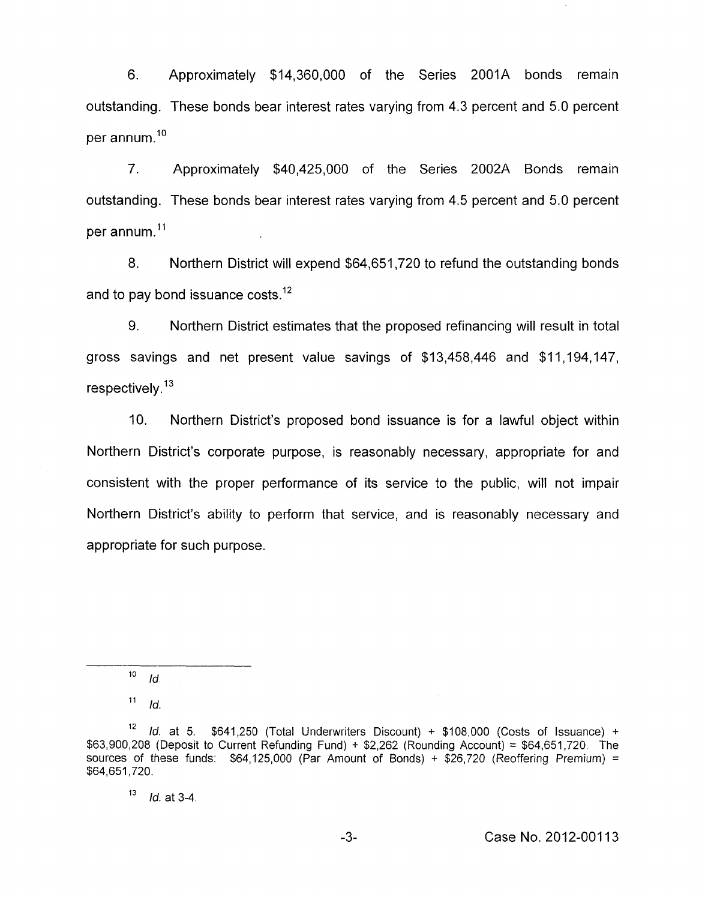6. Approximately $14,360,000 of the Series 2001A bonds remain outstanding. These bonds bear interest rates varying from 4.3 percent and 5.0 percent per annum.[10]

7. Approximately $40,425,000 of the Series 2002A Bonds remain outstanding. These bonds bear interest rates varying from 4.5 percent and 5.0 percent per annum.[11]

8. Northern District will expend $64,651,720 to refund the outstanding bonds and to pay bond issuance costs.[12]

9. Northern District estimates that the proposed refinancing will result in total gross savings and net present value savings of $13,458,446 and $11,194,147, respectively.[13]

10. Northern District's proposed bond issuance is for a lawful object within Northern District's corporate purpose, is reasonably necessary, appropriate for and consistent with the proper performance of its service to the public, will not impair Northern District's ability to perform that service, and is reasonably necessary and appropriate for such purpose.

---

[10] *Id.*

[11] *Id.*

[12] *Id.* at 5. $641,250 (Total Underwriters Discount) + $108,000 (Costs of Issuance) + $63,900,208 (Deposit to Current Refunding Fund) + $2,262 (Rounding Account) = $64,651,720. The sources of these funds: $64,125,000 (Par Amount of Bonds) + $26,720 (Reoffering Premium) = $64,651,720.

[13] *Id.* at 3-4.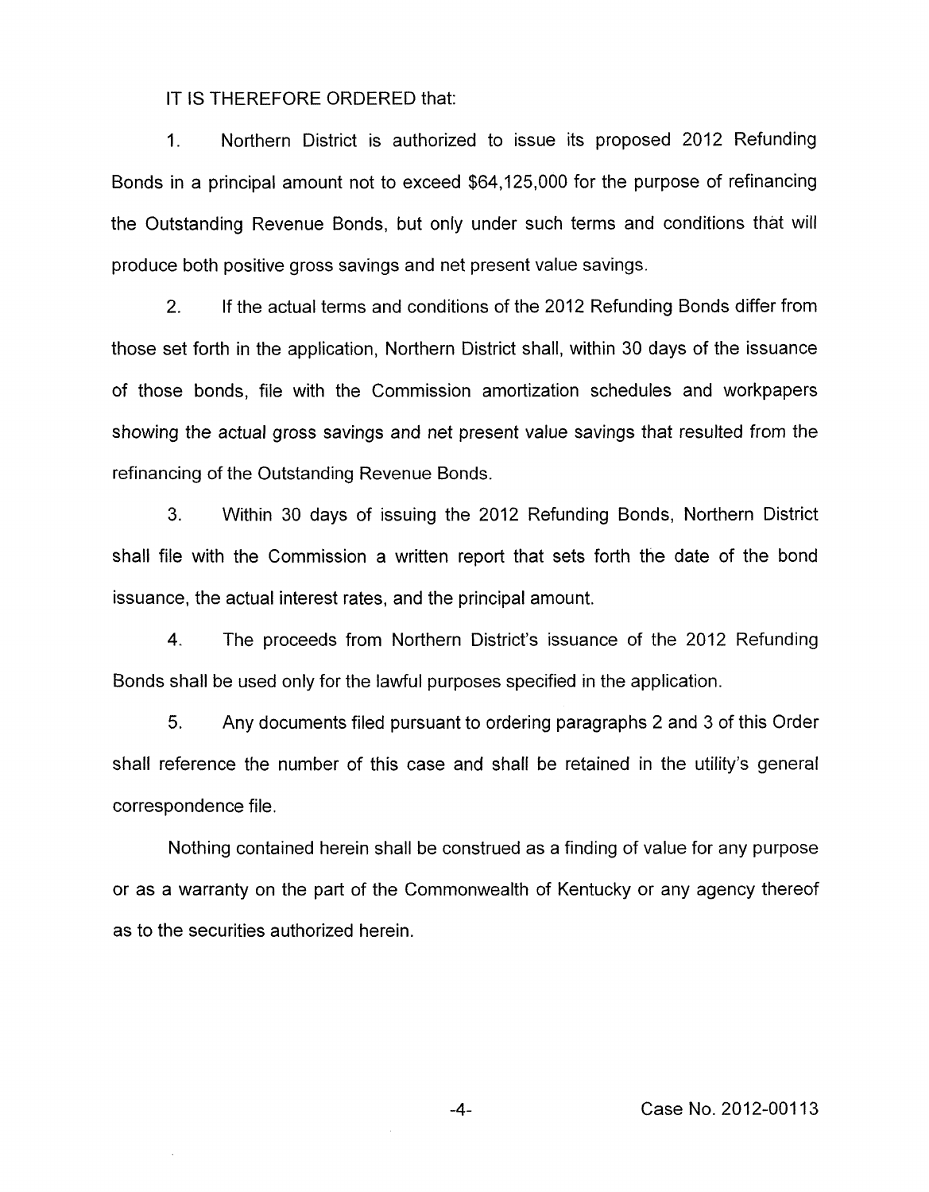IT IS THEREFORE ORDERED that:

1. Northern District is authorized to issue its proposed 2012 Refunding Bonds in a principal amount not to exceed $64,125,000 for the purpose of refinancing the Outstanding Revenue Bonds, but only under such terms and conditions that will produce both positive gross savings and net present value savings.

2. If the actual terms and conditions of the 2012 Refunding Bonds differ from those set forth in the application, Northern District shall, within 30 days of the issuance of those bonds, file with the Commission amortization schedules and workpapers showing the actual gross savings and net present value savings that resulted from the refinancing of the Outstanding Revenue Bonds.

3. Within 30 days of issuing the 2012 Refunding Bonds, Northern District shall file with the Commission a written report that sets forth the date of the bond issuance, the actual interest rates, and the principal amount.

4. The proceeds from Northern District's issuance of the 2012 Refunding Bonds shall be used only for the lawful purposes specified in the application.

5. Any documents filed pursuant to ordering paragraphs 2 and 3 of this Order shall reference the number of this case and shall be retained in the utility's general correspondence file.

Nothing contained herein shall be construed as a finding of value for any purpose or as a warranty on the part of the Commonwealth of Kentucky or any agency thereof as to the securities authorized herein.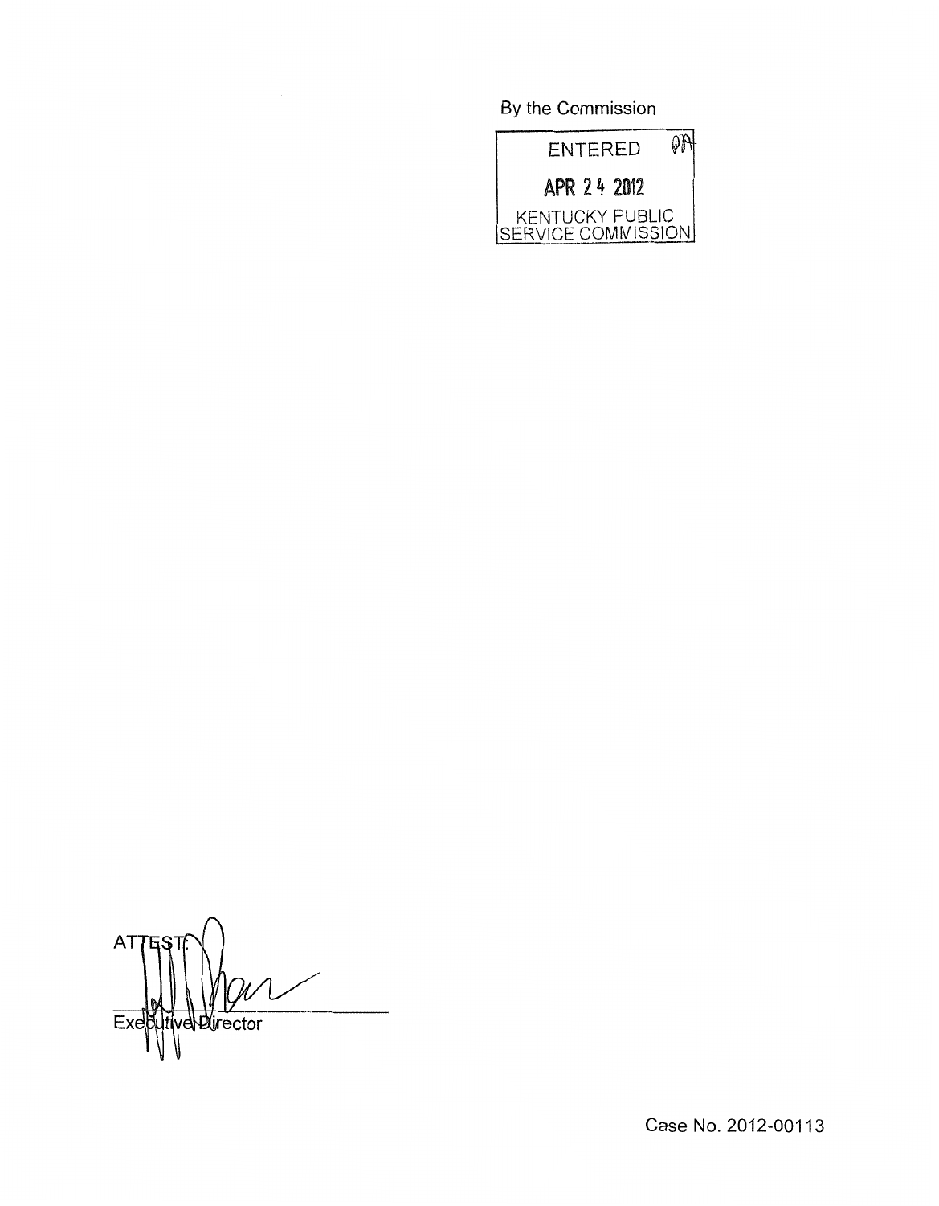By the Commission

ENTERED

APR 24 2012

KENTUCKY PUBLIC SERVICE COMMISSION

ATTEST:

Executive Director

Case No. 2012-00113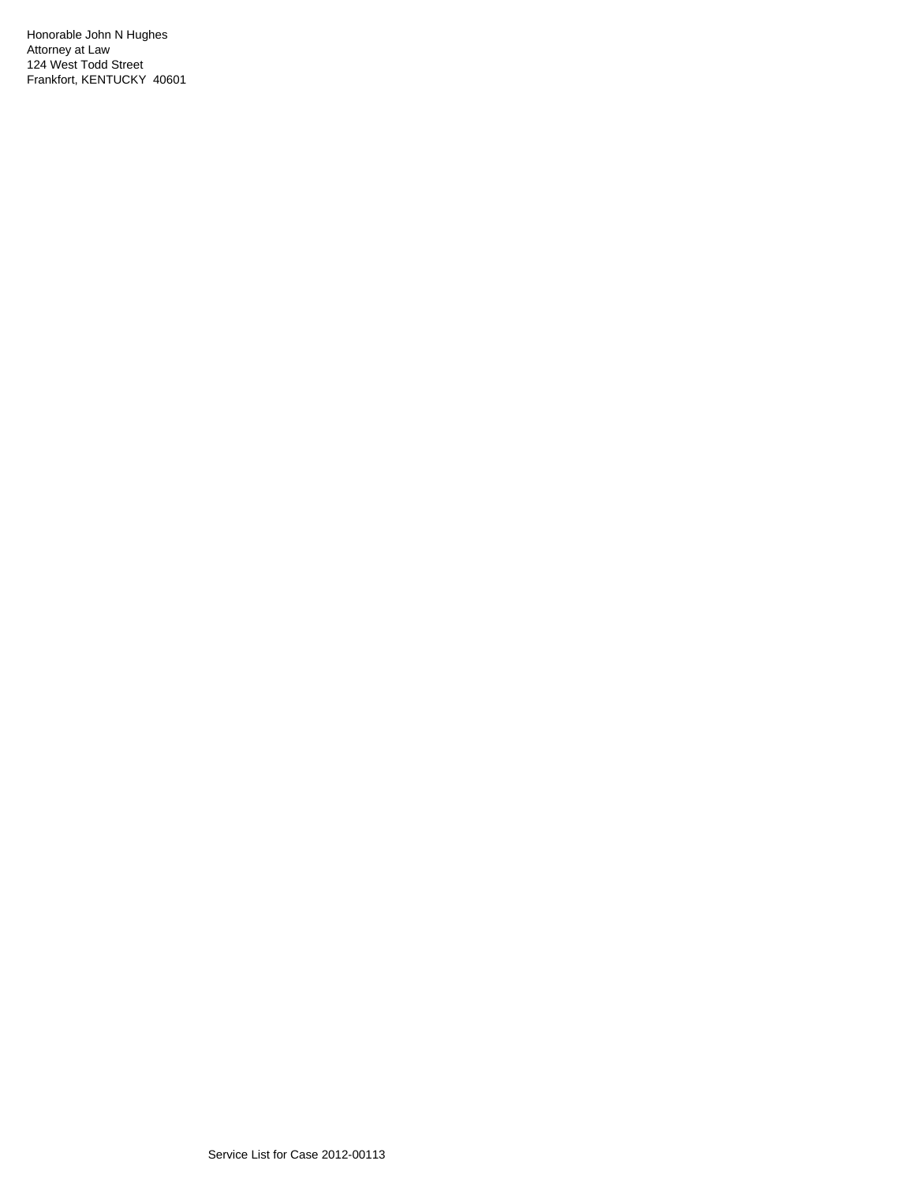Honorable John N Hughes
Attorney at Law
124 West Todd Street
Frankfort, KENTUCKY  40601